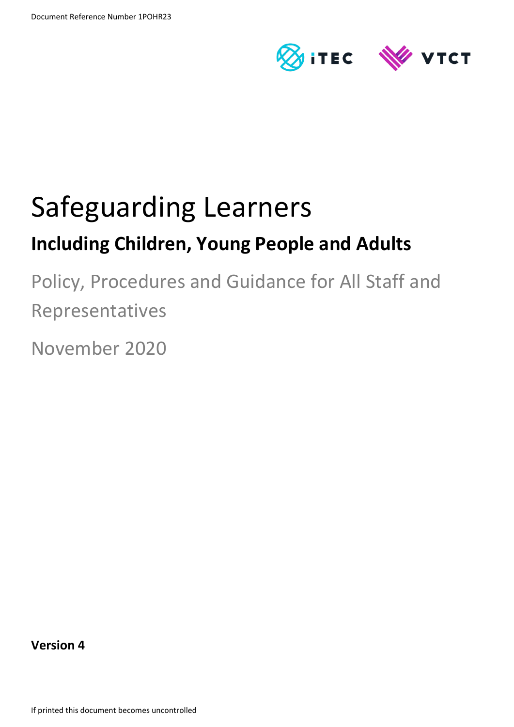Document Reference Number 1POHR23

# Safeguarding Learners

## Including Children, Young People and Adults

Policy, Procedures and Guidance for All Staff and Representatives

November 2020

**Version 4**

If printed this document becomes uncontrolled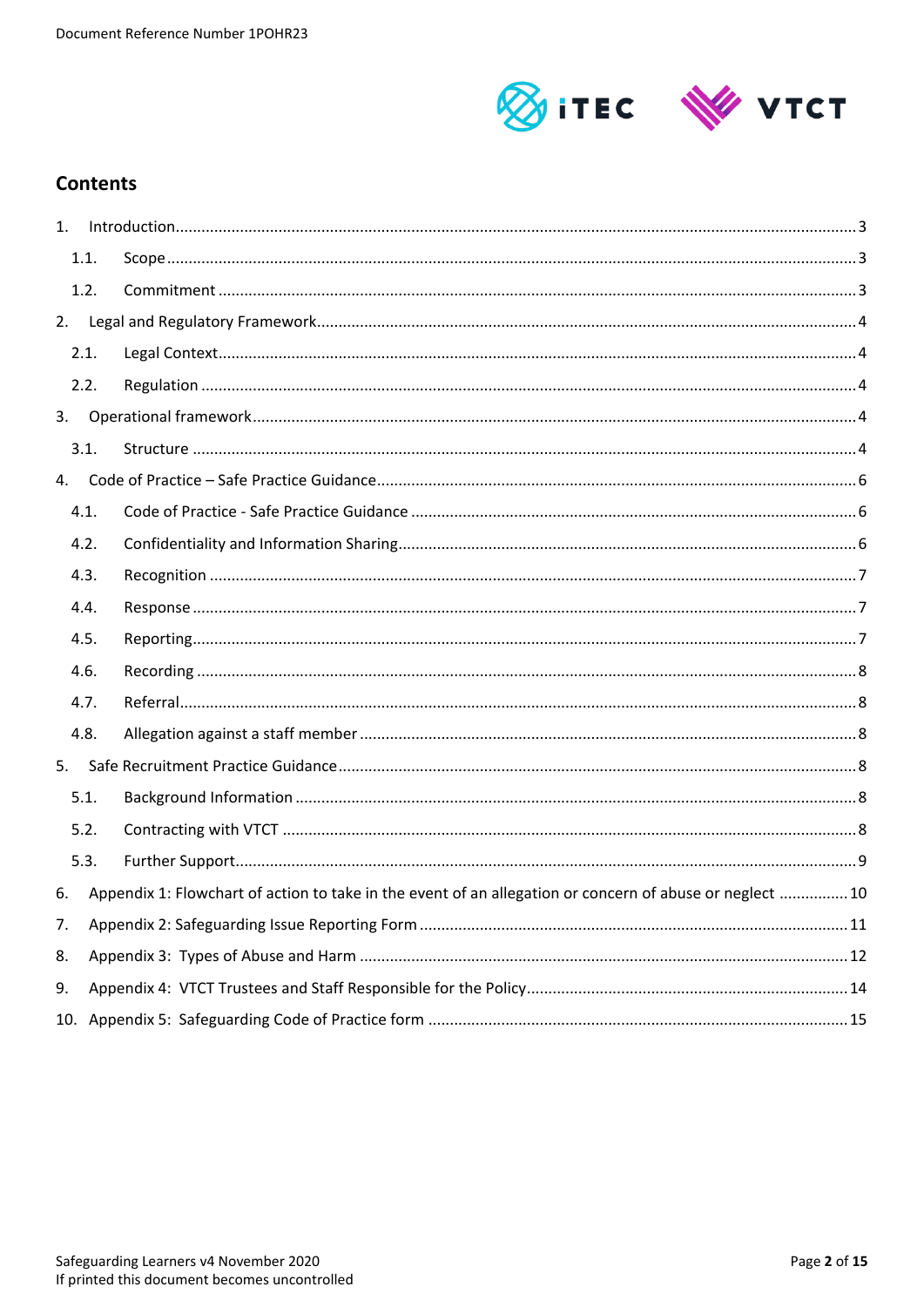## Contents

1. Introduction ... 3
   - 1.1. Scope ... 3
   - 1.2. Commitment ... 3
2. Legal and Regulatory Framework ... 4
   - 2.1. Legal Context ... 4
   - 2.2. Regulation ... 4
3. Operational framework ... 4
   - 3.1. Structure ... 4
4. Code of Practice – Safe Practice Guidance ... 6
   - 4.1. Code of Practice - Safe Practice Guidance ... 6
   - 4.2. Confidentiality and Information Sharing ... 6
   - 4.3. Recognition ... 7
   - 4.4. Response ... 7
   - 4.5. Reporting ... 7
   - 4.6. Recording ... 8
   - 4.7. Referral ... 8
   - 4.8. Allegation against a staff member ... 8
5. Safe Recruitment Practice Guidance ... 8
   - 5.1. Background Information ... 8
   - 5.2. Contracting with VTCT ... 8
   - 5.3. Further Support ... 9
6. Appendix 1: Flowchart of action to take in the event of an allegation or concern of abuse or neglect ... 10
7. Appendix 2: Safeguarding Issue Reporting Form ... 11
8. Appendix 3: Types of Abuse and Harm ... 12
9. Appendix 4: VTCT Trustees and Staff Responsible for the Policy ... 14
10. Appendix 5: Safeguarding Code of Practice form ... 15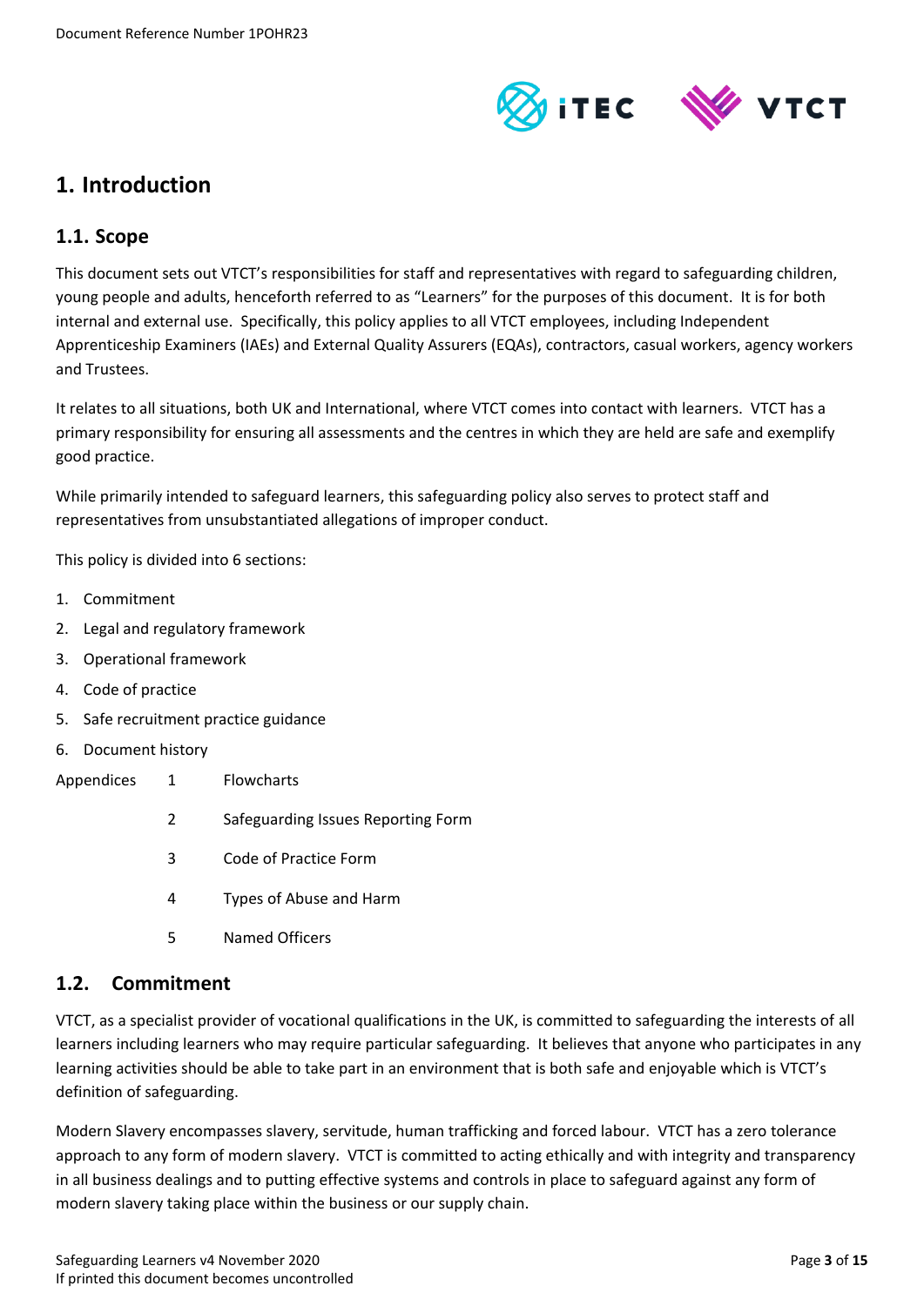# 1. Introduction

## 1.1. Scope

This document sets out VTCT's responsibilities for staff and representatives with regard to safeguarding children, young people and adults, henceforth referred to as "Learners" for the purposes of this document. It is for both internal and external use. Specifically, this policy applies to all VTCT employees, including Independent Apprenticeship Examiners (IAEs) and External Quality Assurers (EQAs), contractors, casual workers, agency workers and Trustees.

It relates to all situations, both UK and International, where VTCT comes into contact with learners. VTCT has a primary responsibility for ensuring all assessments and the centres in which they are held are safe and exemplify good practice.

While primarily intended to safeguard learners, this safeguarding policy also serves to protect staff and representatives from unsubstantiated allegations of improper conduct.

This policy is divided into 6 sections:

1. Commitment
2. Legal and regulatory framework
3. Operational framework
4. Code of practice
5. Safe recruitment practice guidance
6. Document history

Appendices
- 1 Flowcharts
- 2 Safeguarding Issues Reporting Form
- 3 Code of Practice Form
- 4 Types of Abuse and Harm
- 5 Named Officers

## 1.2. Commitment

VTCT, as a specialist provider of vocational qualifications in the UK, is committed to safeguarding the interests of all learners including learners who may require particular safeguarding. It believes that anyone who participates in any learning activities should be able to take part in an environment that is both safe and enjoyable which is VTCT's definition of safeguarding.

Modern Slavery encompasses slavery, servitude, human trafficking and forced labour. VTCT has a zero tolerance approach to any form of modern slavery. VTCT is committed to acting ethically and with integrity and transparency in all business dealings and to putting effective systems and controls in place to safeguard against any form of modern slavery taking place within the business or our supply chain.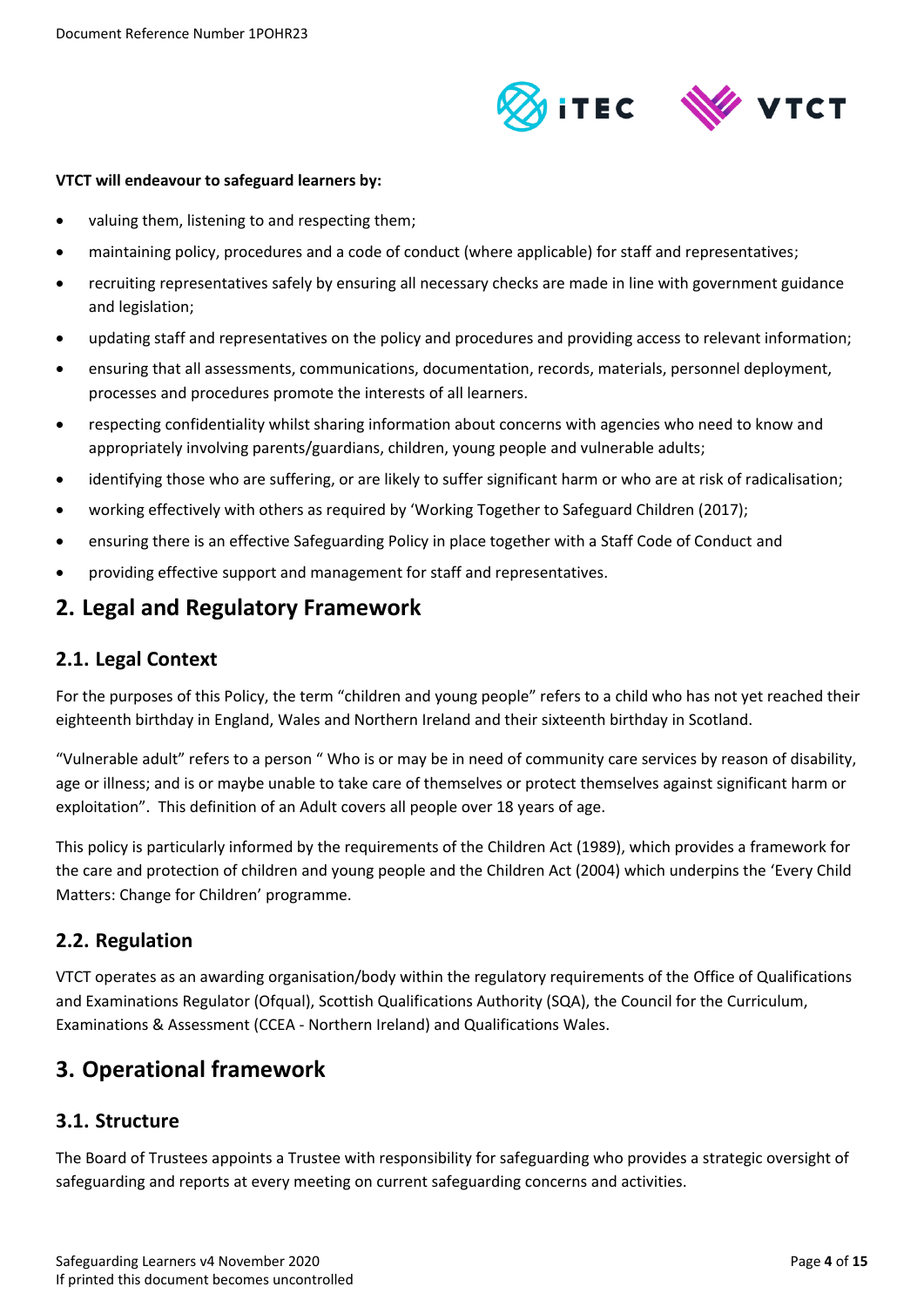**VTCT will endeavour to safeguard learners by:**

- valuing them, listening to and respecting them;
- maintaining policy, procedures and a code of conduct (where applicable) for staff and representatives;
- recruiting representatives safely by ensuring all necessary checks are made in line with government guidance and legislation;
- updating staff and representatives on the policy and procedures and providing access to relevant information;
- ensuring that all assessments, communications, documentation, records, materials, personnel deployment, processes and procedures promote the interests of all learners.
- respecting confidentiality whilst sharing information about concerns with agencies who need to know and appropriately involving parents/guardians, children, young people and vulnerable adults;
- identifying those who are suffering, or are likely to suffer significant harm or who are at risk of radicalisation;
- working effectively with others as required by 'Working Together to Safeguard Children (2017);
- ensuring there is an effective Safeguarding Policy in place together with a Staff Code of Conduct and
- providing effective support and management for staff and representatives.

## 2. Legal and Regulatory Framework

### 2.1. Legal Context

For the purposes of this Policy, the term "children and young people" refers to a child who has not yet reached their eighteenth birthday in England, Wales and Northern Ireland and their sixteenth birthday in Scotland.

"Vulnerable adult" refers to a person " Who is or may be in need of community care services by reason of disability, age or illness; and is or maybe unable to take care of themselves or protect themselves against significant harm or exploitation". This definition of an Adult covers all people over 18 years of age.

This policy is particularly informed by the requirements of the Children Act (1989), which provides a framework for the care and protection of children and young people and the Children Act (2004) which underpins the 'Every Child Matters: Change for Children' programme.

### 2.2. Regulation

VTCT operates as an awarding organisation/body within the regulatory requirements of the Office of Qualifications and Examinations Regulator (Ofqual), Scottish Qualifications Authority (SQA), the Council for the Curriculum, Examinations & Assessment (CCEA - Northern Ireland) and Qualifications Wales.

## 3. Operational framework

### 3.1. Structure

The Board of Trustees appoints a Trustee with responsibility for safeguarding who provides a strategic oversight of safeguarding and reports at every meeting on current safeguarding concerns and activities.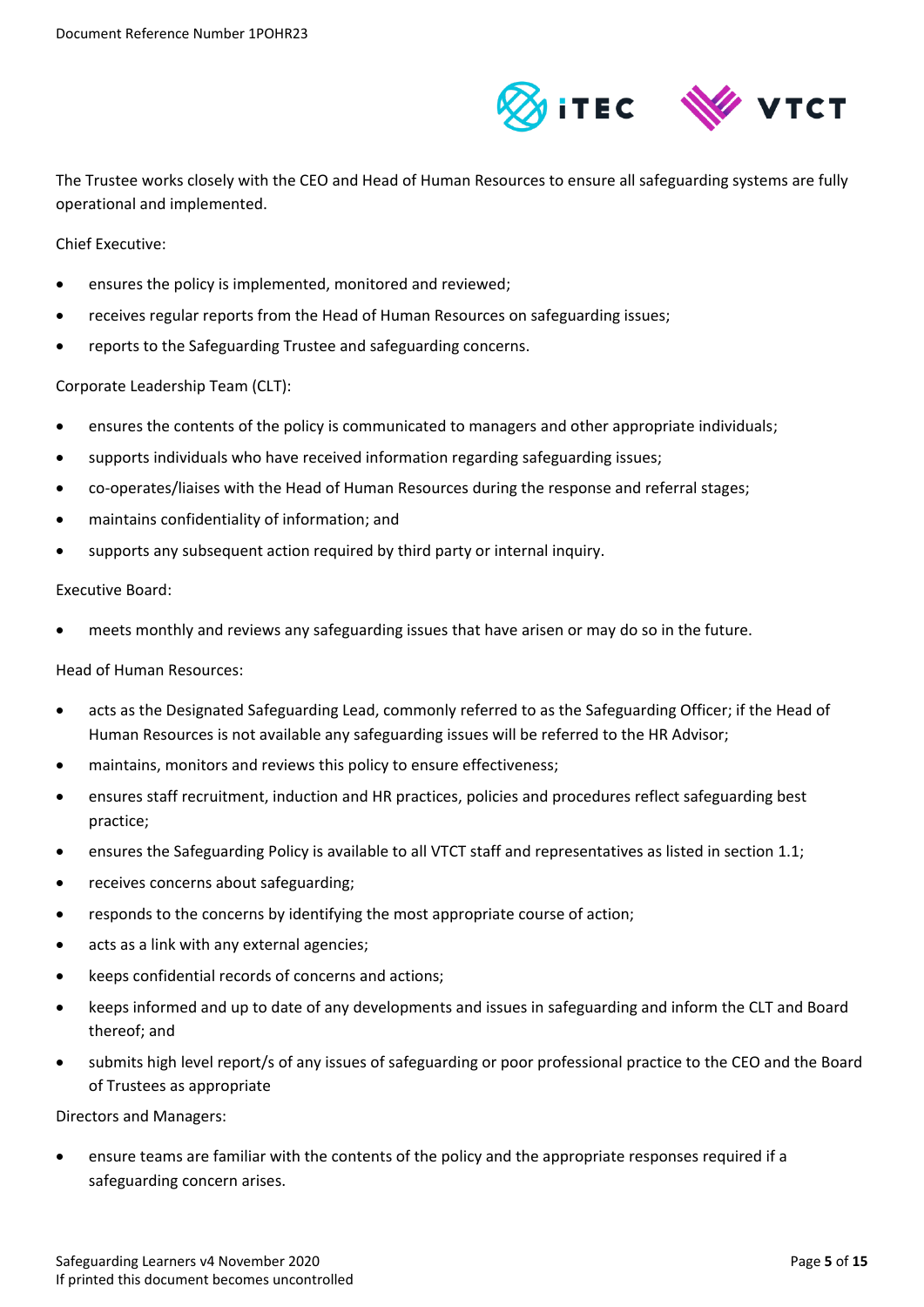The Trustee works closely with the CEO and Head of Human Resources to ensure all safeguarding systems are fully operational and implemented.

Chief Executive:

- ensures the policy is implemented, monitored and reviewed;
- receives regular reports from the Head of Human Resources on safeguarding issues;
- reports to the Safeguarding Trustee and safeguarding concerns.

Corporate Leadership Team (CLT):

- ensures the contents of the policy is communicated to managers and other appropriate individuals;
- supports individuals who have received information regarding safeguarding issues;
- co-operates/liaises with the Head of Human Resources during the response and referral stages;
- maintains confidentiality of information; and
- supports any subsequent action required by third party or internal inquiry.

Executive Board:

- meets monthly and reviews any safeguarding issues that have arisen or may do so in the future.

Head of Human Resources:

- acts as the Designated Safeguarding Lead, commonly referred to as the Safeguarding Officer; if the Head of Human Resources is not available any safeguarding issues will be referred to the HR Advisor;
- maintains, monitors and reviews this policy to ensure effectiveness;
- ensures staff recruitment, induction and HR practices, policies and procedures reflect safeguarding best practice;
- ensures the Safeguarding Policy is available to all VTCT staff and representatives as listed in section 1.1;
- receives concerns about safeguarding;
- responds to the concerns by identifying the most appropriate course of action;
- acts as a link with any external agencies;
- keeps confidential records of concerns and actions;
- keeps informed and up to date of any developments and issues in safeguarding and inform the CLT and Board thereof; and
- submits high level report/s of any issues of safeguarding or poor professional practice to the CEO and the Board of Trustees as appropriate

Directors and Managers:

- ensure teams are familiar with the contents of the policy and the appropriate responses required if a safeguarding concern arises.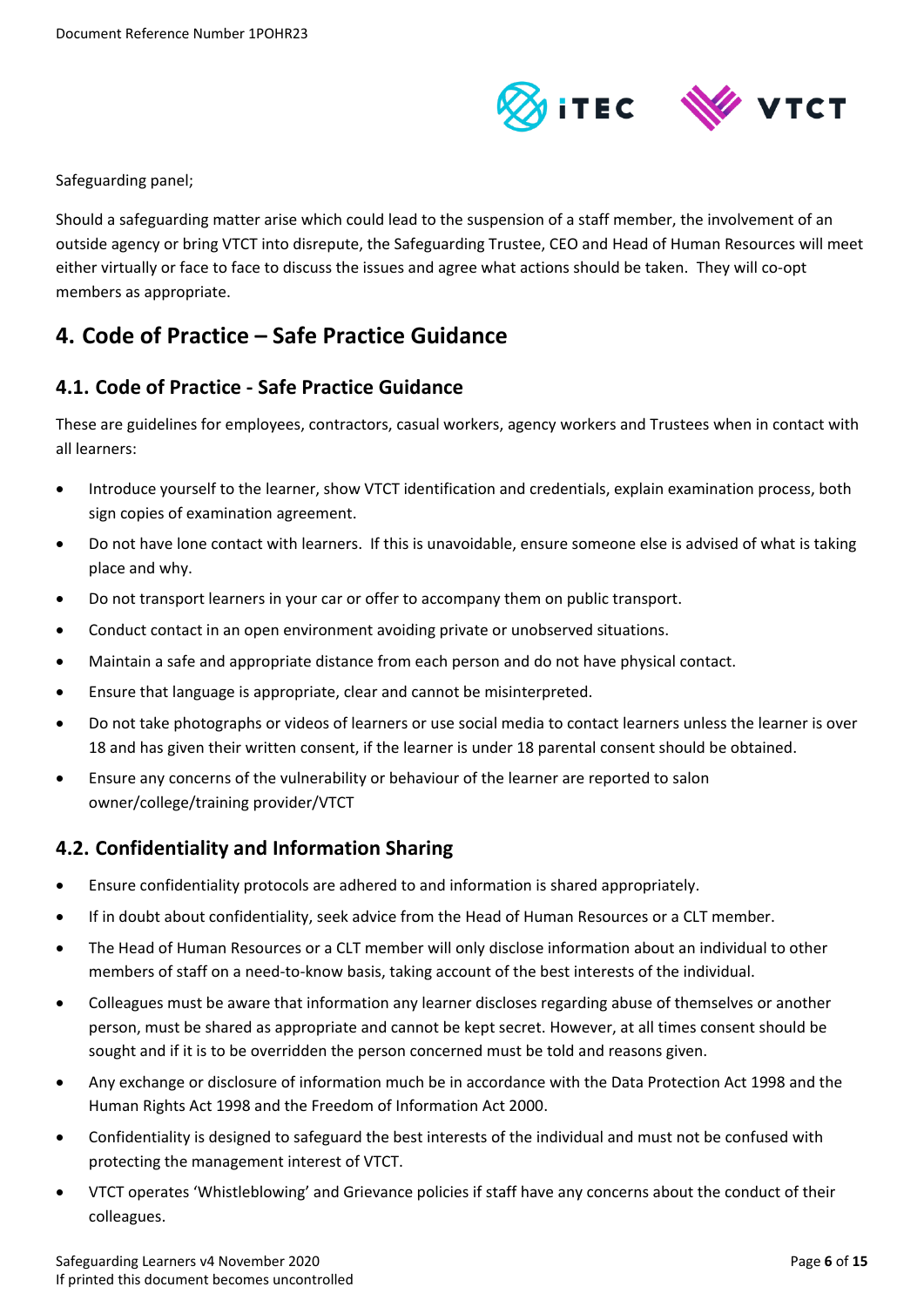Safeguarding panel;

Should a safeguarding matter arise which could lead to the suspension of a staff member, the involvement of an outside agency or bring VTCT into disrepute, the Safeguarding Trustee, CEO and Head of Human Resources will meet either virtually or face to face to discuss the issues and agree what actions should be taken. They will co-opt members as appropriate.

# 4. Code of Practice – Safe Practice Guidance

## 4.1. Code of Practice - Safe Practice Guidance

These are guidelines for employees, contractors, casual workers, agency workers and Trustees when in contact with all learners:

- Introduce yourself to the learner, show VTCT identification and credentials, explain examination process, both sign copies of examination agreement.
- Do not have lone contact with learners. If this is unavoidable, ensure someone else is advised of what is taking place and why.
- Do not transport learners in your car or offer to accompany them on public transport.
- Conduct contact in an open environment avoiding private or unobserved situations.
- Maintain a safe and appropriate distance from each person and do not have physical contact.
- Ensure that language is appropriate, clear and cannot be misinterpreted.
- Do not take photographs or videos of learners or use social media to contact learners unless the learner is over 18 and has given their written consent, if the learner is under 18 parental consent should be obtained.
- Ensure any concerns of the vulnerability or behaviour of the learner are reported to salon owner/college/training provider/VTCT

## 4.2. Confidentiality and Information Sharing

- Ensure confidentiality protocols are adhered to and information is shared appropriately.
- If in doubt about confidentiality, seek advice from the Head of Human Resources or a CLT member.
- The Head of Human Resources or a CLT member will only disclose information about an individual to other members of staff on a need-to-know basis, taking account of the best interests of the individual.
- Colleagues must be aware that information any learner discloses regarding abuse of themselves or another person, must be shared as appropriate and cannot be kept secret. However, at all times consent should be sought and if it is to be overridden the person concerned must be told and reasons given.
- Any exchange or disclosure of information much be in accordance with the Data Protection Act 1998 and the Human Rights Act 1998 and the Freedom of Information Act 2000.
- Confidentiality is designed to safeguard the best interests of the individual and must not be confused with protecting the management interest of VTCT.
- VTCT operates 'Whistleblowing' and Grievance policies if staff have any concerns about the conduct of their colleagues.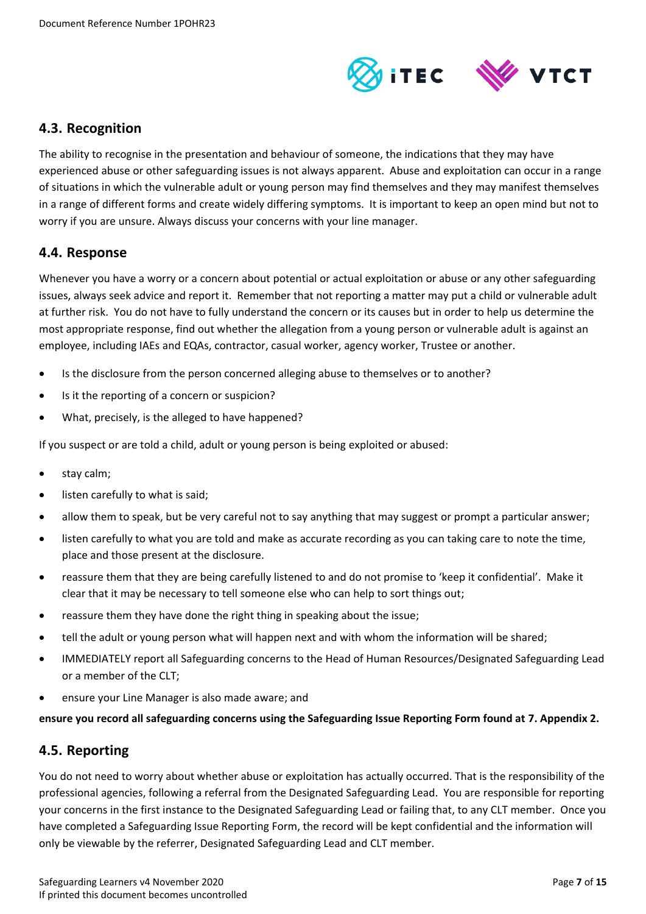## 4.3. Recognition

The ability to recognise in the presentation and behaviour of someone, the indications that they may have experienced abuse or other safeguarding issues is not always apparent. Abuse and exploitation can occur in a range of situations in which the vulnerable adult or young person may find themselves and they may manifest themselves in a range of different forms and create widely differing symptoms. It is important to keep an open mind but not to worry if you are unsure. Always discuss your concerns with your line manager.

## 4.4. Response

Whenever you have a worry or a concern about potential or actual exploitation or abuse or any other safeguarding issues, always seek advice and report it. Remember that not reporting a matter may put a child or vulnerable adult at further risk. You do not have to fully understand the concern or its causes but in order to help us determine the most appropriate response, find out whether the allegation from a young person or vulnerable adult is against an employee, including IAEs and EQAs, contractor, casual worker, agency worker, Trustee or another.

- Is the disclosure from the person concerned alleging abuse to themselves or to another?
- Is it the reporting of a concern or suspicion?
- What, precisely, is the alleged to have happened?

If you suspect or are told a child, adult or young person is being exploited or abused:

- stay calm;
- listen carefully to what is said;
- allow them to speak, but be very careful not to say anything that may suggest or prompt a particular answer;
- listen carefully to what you are told and make as accurate recording as you can taking care to note the time, place and those present at the disclosure.
- reassure them that they are being carefully listened to and do not promise to 'keep it confidential'. Make it clear that it may be necessary to tell someone else who can help to sort things out;
- reassure them they have done the right thing in speaking about the issue;
- tell the adult or young person what will happen next and with whom the information will be shared;
- IMMEDIATELY report all Safeguarding concerns to the Head of Human Resources/Designated Safeguarding Lead or a member of the CLT;
- ensure your Line Manager is also made aware; and

**ensure you record all safeguarding concerns using the Safeguarding Issue Reporting Form found at 7. Appendix 2.**

## 4.5. Reporting

You do not need to worry about whether abuse or exploitation has actually occurred. That is the responsibility of the professional agencies, following a referral from the Designated Safeguarding Lead. You are responsible for reporting your concerns in the first instance to the Designated Safeguarding Lead or failing that, to any CLT member. Once you have completed a Safeguarding Issue Reporting Form, the record will be kept confidential and the information will only be viewable by the referrer, Designated Safeguarding Lead and CLT member.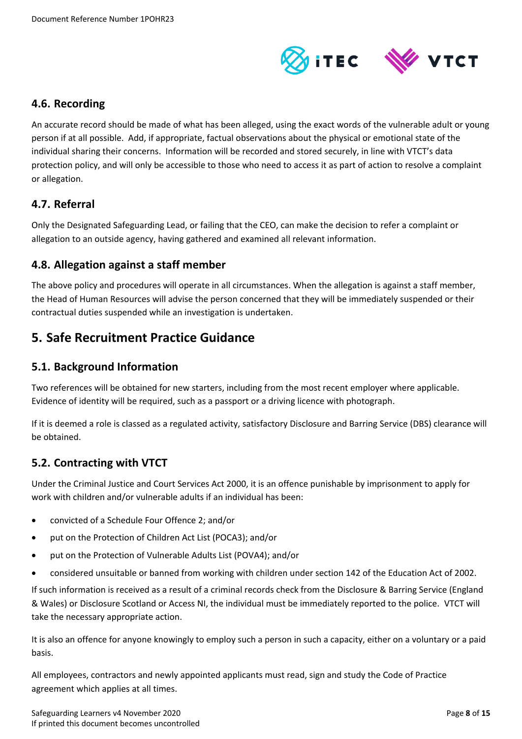## 4.6. Recording

An accurate record should be made of what has been alleged, using the exact words of the vulnerable adult or young person if at all possible. Add, if appropriate, factual observations about the physical or emotional state of the individual sharing their concerns. Information will be recorded and stored securely, in line with VTCT's data protection policy, and will only be accessible to those who need to access it as part of action to resolve a complaint or allegation.

## 4.7. Referral

Only the Designated Safeguarding Lead, or failing that the CEO, can make the decision to refer a complaint or allegation to an outside agency, having gathered and examined all relevant information.

## 4.8. Allegation against a staff member

The above policy and procedures will operate in all circumstances. When the allegation is against a staff member, the Head of Human Resources will advise the person concerned that they will be immediately suspended or their contractual duties suspended while an investigation is undertaken.

# 5. Safe Recruitment Practice Guidance

## 5.1. Background Information

Two references will be obtained for new starters, including from the most recent employer where applicable. Evidence of identity will be required, such as a passport or a driving licence with photograph.

If it is deemed a role is classed as a regulated activity, satisfactory Disclosure and Barring Service (DBS) clearance will be obtained.

## 5.2. Contracting with VTCT

Under the Criminal Justice and Court Services Act 2000, it is an offence punishable by imprisonment to apply for work with children and/or vulnerable adults if an individual has been:

- convicted of a Schedule Four Offence 2; and/or
- put on the Protection of Children Act List (POCA3); and/or
- put on the Protection of Vulnerable Adults List (POVA4); and/or
- considered unsuitable or banned from working with children under section 142 of the Education Act of 2002.

If such information is received as a result of a criminal records check from the Disclosure & Barring Service (England & Wales) or Disclosure Scotland or Access NI, the individual must be immediately reported to the police. VTCT will take the necessary appropriate action.

It is also an offence for anyone knowingly to employ such a person in such a capacity, either on a voluntary or a paid basis.

All employees, contractors and newly appointed applicants must read, sign and study the Code of Practice agreement which applies at all times.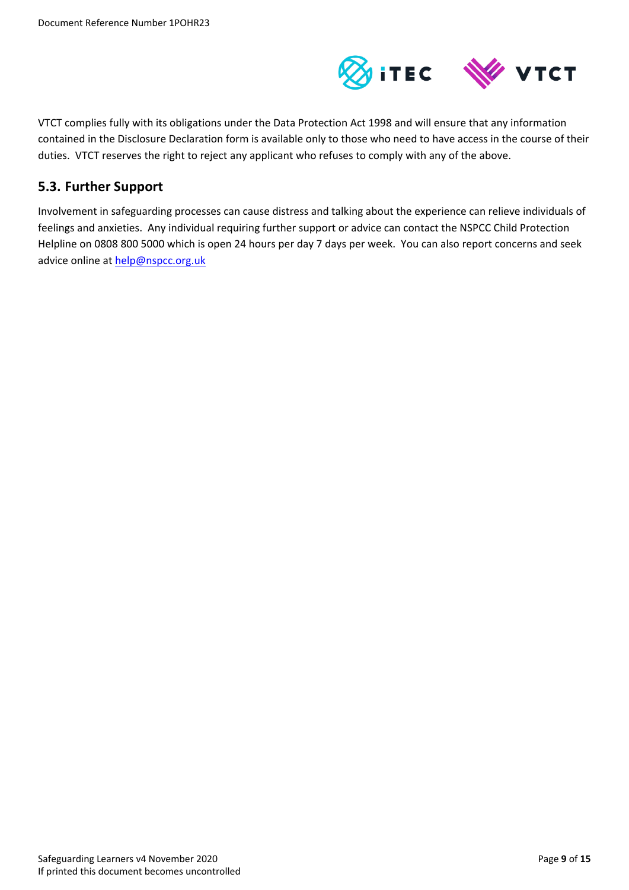VTCT complies fully with its obligations under the Data Protection Act 1998 and will ensure that any information contained in the Disclosure Declaration form is available only to those who need to have access in the course of their duties. VTCT reserves the right to reject any applicant who refuses to comply with any of the above.

## 5.3. Further Support

Involvement in safeguarding processes can cause distress and talking about the experience can relieve individuals of feelings and anxieties. Any individual requiring further support or advice can contact the NSPCC Child Protection Helpline on 0808 800 5000 which is open 24 hours per day 7 days per week. You can also report concerns and seek advice online at help@nspcc.org.uk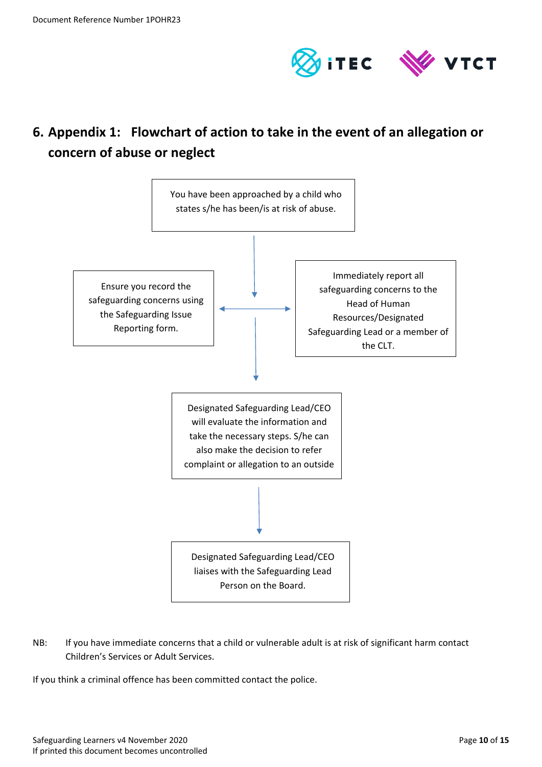## 6. Appendix 1: Flowchart of action to take in the event of an allegation or concern of abuse or neglect

You have been approached by a child who states s/he has been/is at risk of abuse.

↓

Ensure you record the safeguarding concerns using the Safeguarding Issue Reporting form.

Immediately report all safeguarding concerns to the Head of Human Resources/Designated Safeguarding Lead or a member of the CLT.

↓

Designated Safeguarding Lead/CEO will evaluate the information and take the necessary steps. S/he can also make the decision to refer complaint or allegation to an outside

↓

Designated Safeguarding Lead/CEO liaises with the Safeguarding Lead Person on the Board.

NB: If you have immediate concerns that a child or vulnerable adult is at risk of significant harm contact Children's Services or Adult Services.

If you think a criminal offence has been committed contact the police.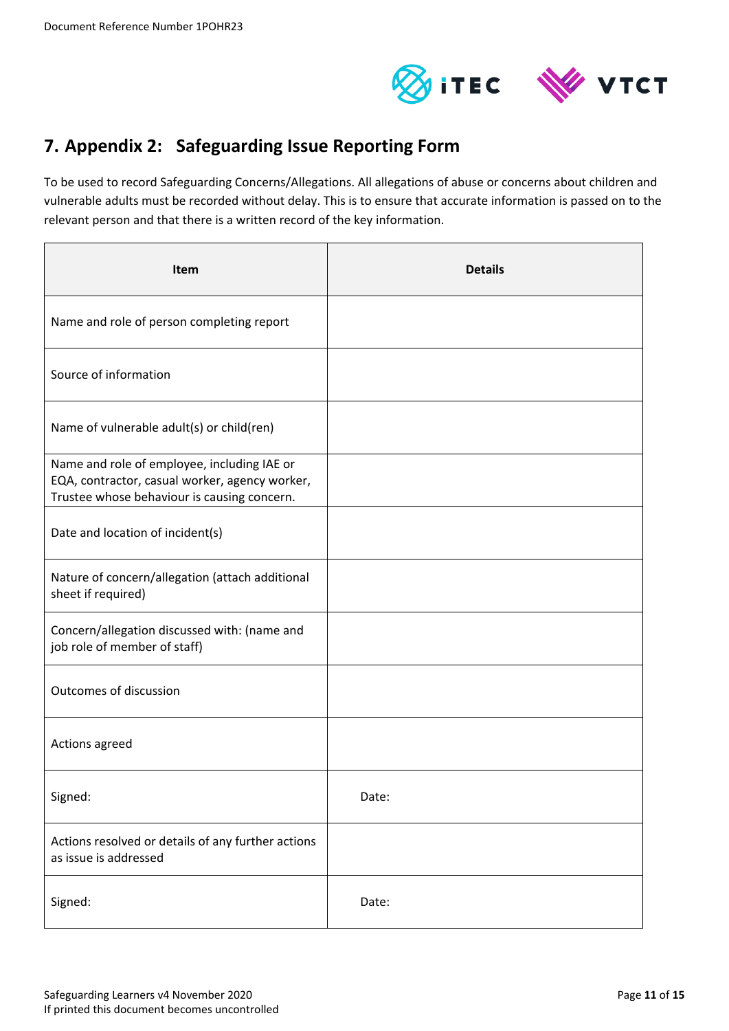## 7. Appendix 2: Safeguarding Issue Reporting Form

To be used to record Safeguarding Concerns/Allegations. All allegations of abuse or concerns about children and vulnerable adults must be recorded without delay. This is to ensure that accurate information is passed on to the relevant person and that there is a written record of the key information.

| Item | Details |
|---|---|
| Name and role of person completing report | |
| Source of information | |
| Name of vulnerable adult(s) or child(ren) | |
| Name and role of employee, including IAE or EQA, contractor, casual worker, agency worker, Trustee whose behaviour is causing concern. | |
| Date and location of incident(s) | |
| Nature of concern/allegation (attach additional sheet if required) | |
| Concern/allegation discussed with: (name and job role of member of staff) | |
| Outcomes of discussion | |
| Actions agreed | |
| Signed: | Date: |
| Actions resolved or details of any further actions as issue is addressed | |
| Signed: | Date: |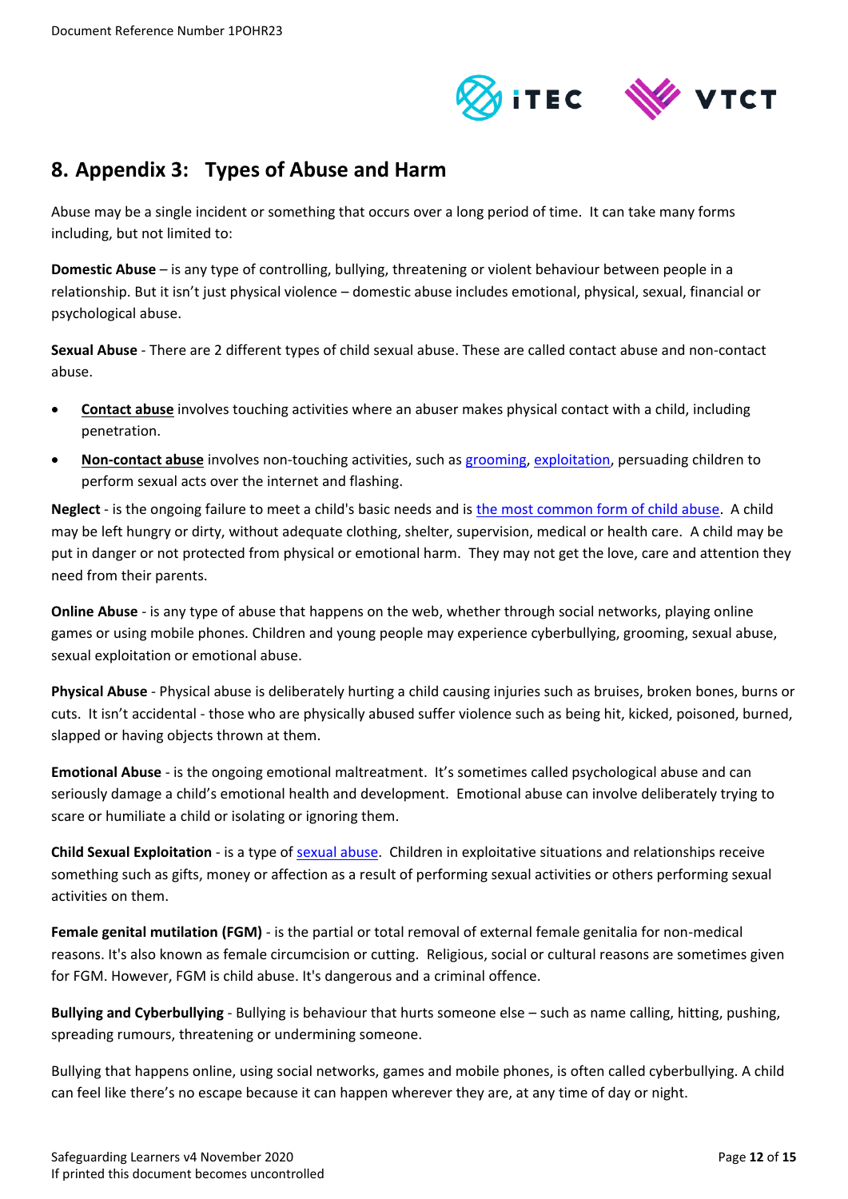## 8. Appendix 3: Types of Abuse and Harm

Abuse may be a single incident or something that occurs over a long period of time. It can take many forms including, but not limited to:

**Domestic Abuse** – is any type of controlling, bullying, threatening or violent behaviour between people in a relationship. But it isn't just physical violence – domestic abuse includes emotional, physical, sexual, financial or psychological abuse.

**Sexual Abuse** - There are 2 different types of child sexual abuse. These are called contact abuse and non-contact abuse.

- **Contact abuse** involves touching activities where an abuser makes physical contact with a child, including penetration.
- **Non-contact abuse** involves non-touching activities, such as grooming, exploitation, persuading children to perform sexual acts over the internet and flashing.

**Neglect** - is the ongoing failure to meet a child's basic needs and is the most common form of child abuse. A child may be left hungry or dirty, without adequate clothing, shelter, supervision, medical or health care. A child may be put in danger or not protected from physical or emotional harm. They may not get the love, care and attention they need from their parents.

**Online Abuse** - is any type of abuse that happens on the web, whether through social networks, playing online games or using mobile phones. Children and young people may experience cyberbullying, grooming, sexual abuse, sexual exploitation or emotional abuse.

**Physical Abuse** - Physical abuse is deliberately hurting a child causing injuries such as bruises, broken bones, burns or cuts. It isn't accidental - those who are physically abused suffer violence such as being hit, kicked, poisoned, burned, slapped or having objects thrown at them.

**Emotional Abuse** - is the ongoing emotional maltreatment. It's sometimes called psychological abuse and can seriously damage a child's emotional health and development. Emotional abuse can involve deliberately trying to scare or humiliate a child or isolating or ignoring them.

**Child Sexual Exploitation** - is a type of sexual abuse. Children in exploitative situations and relationships receive something such as gifts, money or affection as a result of performing sexual activities or others performing sexual activities on them.

**Female genital mutilation (FGM)** - is the partial or total removal of external female genitalia for non-medical reasons. It's also known as female circumcision or cutting. Religious, social or cultural reasons are sometimes given for FGM. However, FGM is child abuse. It's dangerous and a criminal offence.

**Bullying and Cyberbullying** - Bullying is behaviour that hurts someone else – such as name calling, hitting, pushing, spreading rumours, threatening or undermining someone.

Bullying that happens online, using social networks, games and mobile phones, is often called cyberbullying. A child can feel like there's no escape because it can happen wherever they are, at any time of day or night.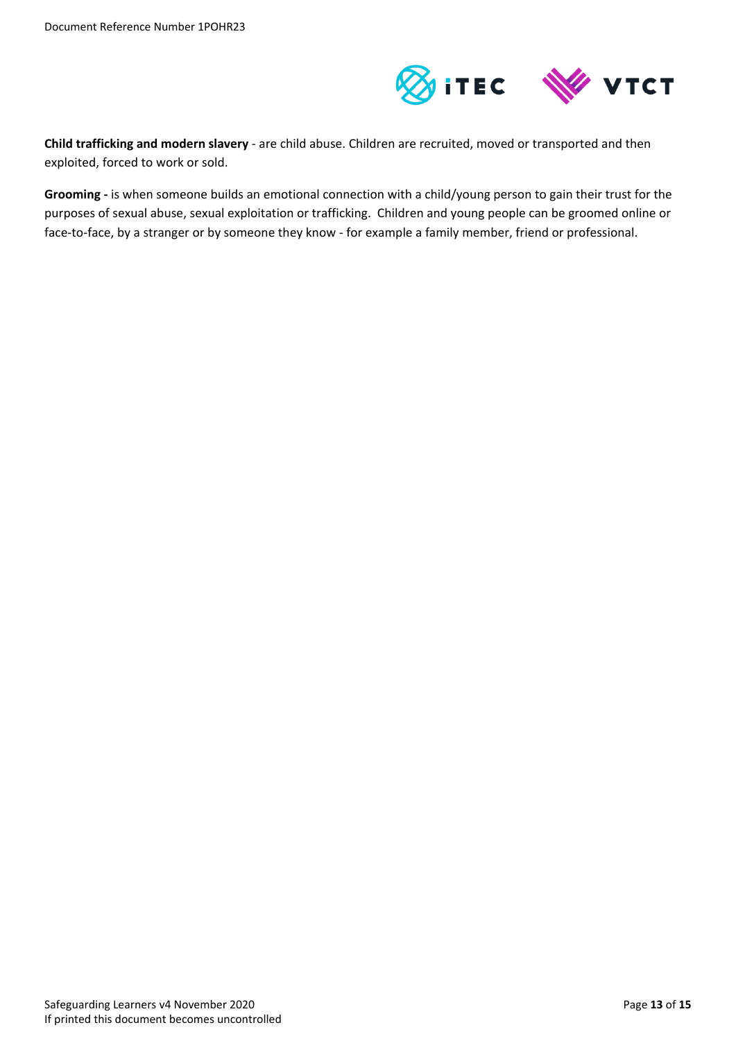**Child trafficking and modern slavery** - are child abuse. Children are recruited, moved or transported and then exploited, forced to work or sold.

**Grooming -** is when someone builds an emotional connection with a child/young person to gain their trust for the purposes of sexual abuse, sexual exploitation or trafficking. Children and young people can be groomed online or face-to-face, by a stranger or by someone they know - for example a family member, friend or professional.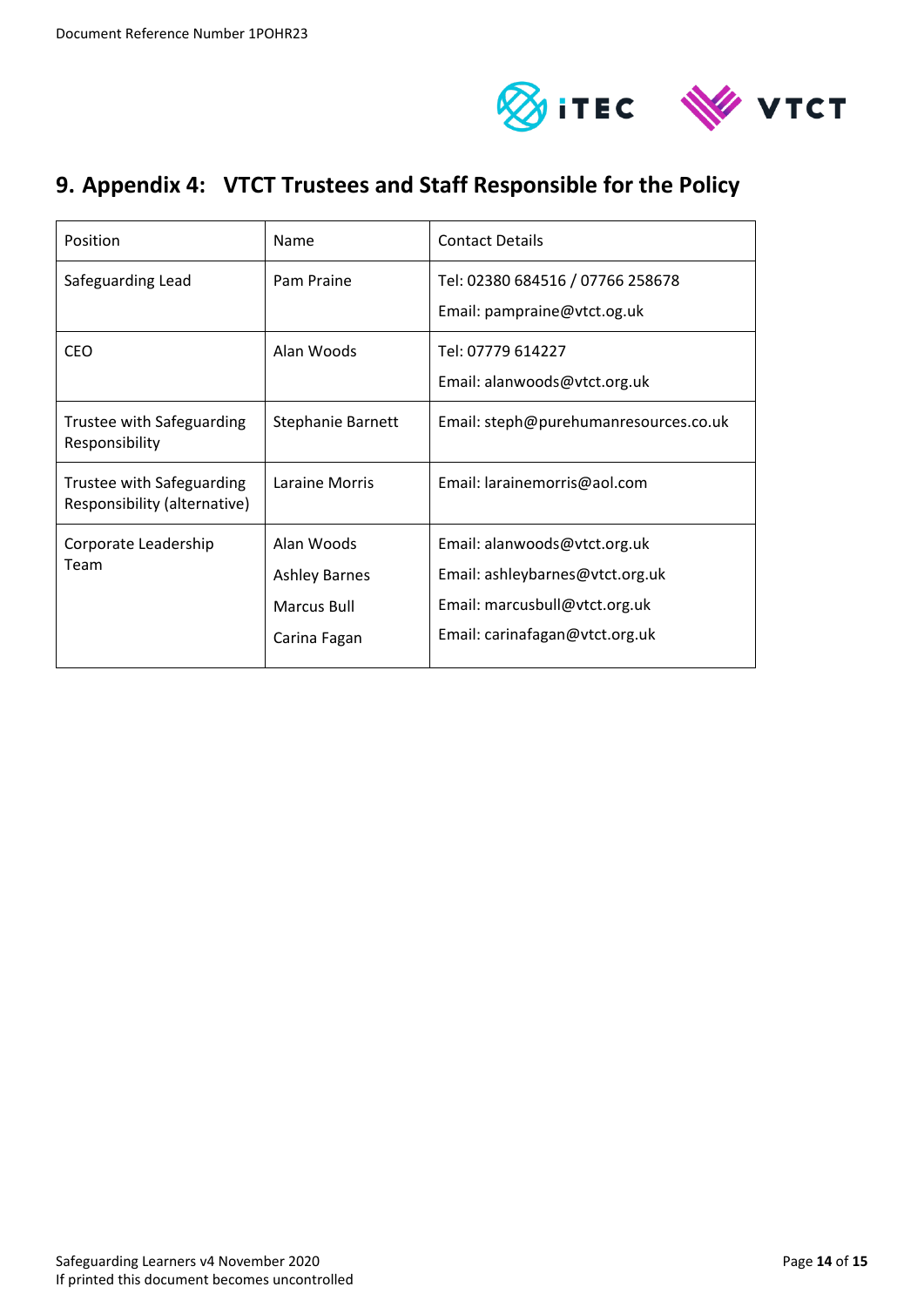## 9. Appendix 4: VTCT Trustees and Staff Responsible for the Policy

| Position | Name | Contact Details |
|---|---|---|
| Safeguarding Lead | Pam Praine | Tel: 02380 684516 / 07766 258678<br>Email: pampraine@vtct.og.uk |
| CEO | Alan Woods | Tel: 07779 614227<br>Email: alanwoods@vtct.org.uk |
| Trustee with Safeguarding Responsibility | Stephanie Barnett | Email: steph@purehumanresources.co.uk |
| Trustee with Safeguarding Responsibility (alternative) | Laraine Morris | Email: larainemorris@aol.com |
| Corporate Leadership Team | Alan Woods<br>Ashley Barnes<br>Marcus Bull<br>Carina Fagan | Email: alanwoods@vtct.org.uk<br>Email: ashleybarnes@vtct.org.uk<br>Email: marcusbull@vtct.org.uk<br>Email: carinafagan@vtct.org.uk |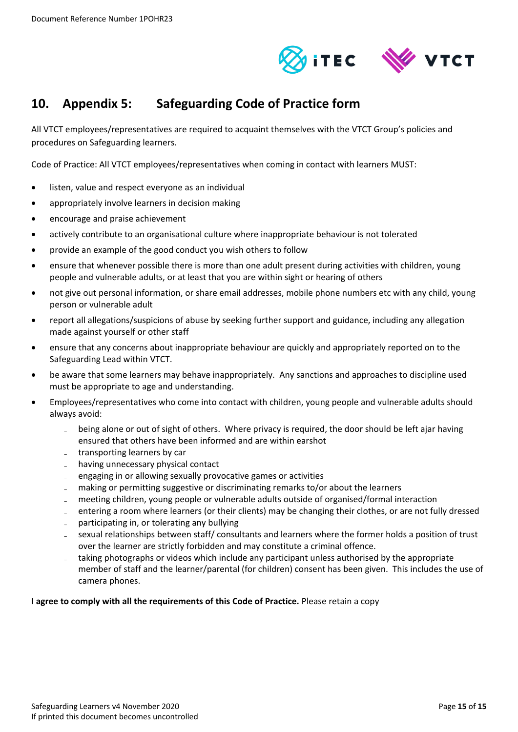## 10. Appendix 5: Safeguarding Code of Practice form

All VTCT employees/representatives are required to acquaint themselves with the VTCT Group's policies and procedures on Safeguarding learners.

Code of Practice: All VTCT employees/representatives when coming in contact with learners MUST:

- listen, value and respect everyone as an individual
- appropriately involve learners in decision making
- encourage and praise achievement
- actively contribute to an organisational culture where inappropriate behaviour is not tolerated
- provide an example of the good conduct you wish others to follow
- ensure that whenever possible there is more than one adult present during activities with children, young people and vulnerable adults, or at least that you are within sight or hearing of others
- not give out personal information, or share email addresses, mobile phone numbers etc with any child, young person or vulnerable adult
- report all allegations/suspicions of abuse by seeking further support and guidance, including any allegation made against yourself or other staff
- ensure that any concerns about inappropriate behaviour are quickly and appropriately reported on to the Safeguarding Lead within VTCT.
- be aware that some learners may behave inappropriately. Any sanctions and approaches to discipline used must be appropriate to age and understanding.
- Employees/representatives who come into contact with children, young people and vulnerable adults should always avoid:
  - being alone or out of sight of others. Where privacy is required, the door should be left ajar having ensured that others have been informed and are within earshot
  - transporting learners by car
  - having unnecessary physical contact
  - engaging in or allowing sexually provocative games or activities
  - making or permitting suggestive or discriminating remarks to/or about the learners
  - meeting children, young people or vulnerable adults outside of organised/formal interaction
  - entering a room where learners (or their clients) may be changing their clothes, or are not fully dressed
  - participating in, or tolerating any bullying
  - sexual relationships between staff/ consultants and learners where the former holds a position of trust over the learner are strictly forbidden and may constitute a criminal offence.
  - taking photographs or videos which include any participant unless authorised by the appropriate member of staff and the learner/parental (for children) consent has been given. This includes the use of camera phones.

**I agree to comply with all the requirements of this Code of Practice.** Please retain a copy